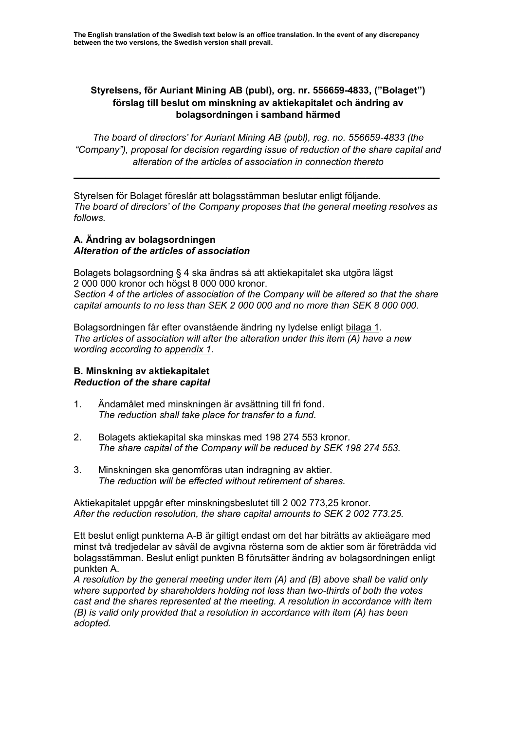**The English translation of the Swedish text below is an office translation. In the event of any discrepancy between the two versions, the Swedish version shall prevail.**

**Styrelsens, för Auriant Mining AB (publ), org. nr. 556659-4833, ("Bolaget") förslag till beslut om minskning av aktiekapitalet och ändring av bolagsordningen i samband härmed**

*The board of directors' for Auriant Mining AB (publ), reg. no. 556659-4833 (the "Company"), proposal for decision regarding issue of reduction of the share capital and alteration of the articles of association in connection thereto*

---

Styrelsen för Bolaget föreslår att bolagsstämman beslutar enligt följande.
*The board of directors' of the Company proposes that the general meeting resolves as follows.*

### A. Ändring av bolagsordningen
### *Alteration of the articles of association*

Bolagets bolagsordning § 4 ska ändras så att aktiekapitalet ska utgöra lägst 2 000 000 kronor och högst 8 000 000 kronor.
*Section 4 of the articles of association of the Company will be altered so that the share capital amounts to no less than SEK 2 000 000 and no more than SEK 8 000 000.*

Bolagsordningen får efter ovanstående ändring ny lydelse enligt bilaga 1.
*The articles of association will after the alteration under this item (A) have a new wording according to appendix 1.*

### B. Minskning av aktiekapitalet
### *Reduction of the share capital*

1. Ändamålet med minskningen är avsättning till fri fond.
   *The reduction shall take place for transfer to a fund.*

2. Bolagets aktiekapital ska minskas med 198 274 553 kronor.
   *The share capital of the Company will be reduced by SEK 198 274 553.*

3. Minskningen ska genomföras utan indragning av aktier.
   *The reduction will be effected without retirement of shares.*

Aktiekapitalet uppgår efter minskningsbeslutet till 2 002 773,25 kronor.
*After the reduction resolution, the share capital amounts to SEK 2 002 773.25.*

Ett beslut enligt punkterna A-B är giltigt endast om det har biträtts av aktieägare med minst två tredjedelar av såväl de avgivna rösterna som de aktier som är företrädda vid bolagsstämman. Beslut enligt punkten B förutsätter ändring av bolagsordningen enligt punkten A.
*A resolution by the general meeting under item (A) and (B) above shall be valid only where supported by shareholders holding not less than two-thirds of both the votes cast and the shares represented at the meeting. A resolution in accordance with item (B) is valid only provided that a resolution in accordance with item (A) has been adopted.*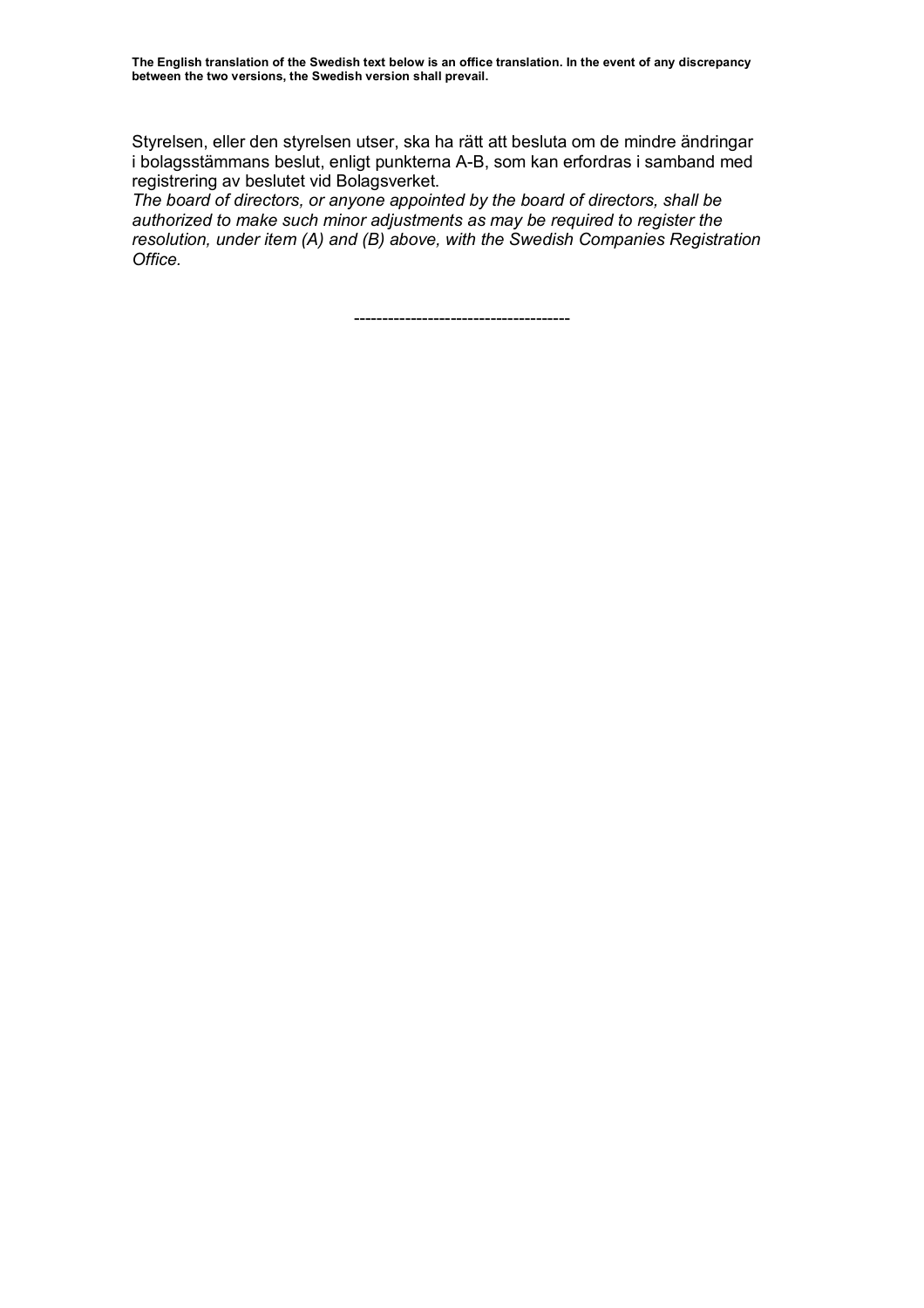**The English translation of the Swedish text below is an office translation. In the event of any discrepancy between the two versions, the Swedish version shall prevail.**

Styrelsen, eller den styrelsen utser, ska ha rätt att besluta om de mindre ändringar i bolagsstämmans beslut, enligt punkterna A-B, som kan erfordras i samband med registrering av beslutet vid Bolagsverket.
*The board of directors, or anyone appointed by the board of directors, shall be authorized to make such minor adjustments as may be required to register the resolution, under item (A) and (B) above, with the Swedish Companies Registration Office.*

-------------------------------------